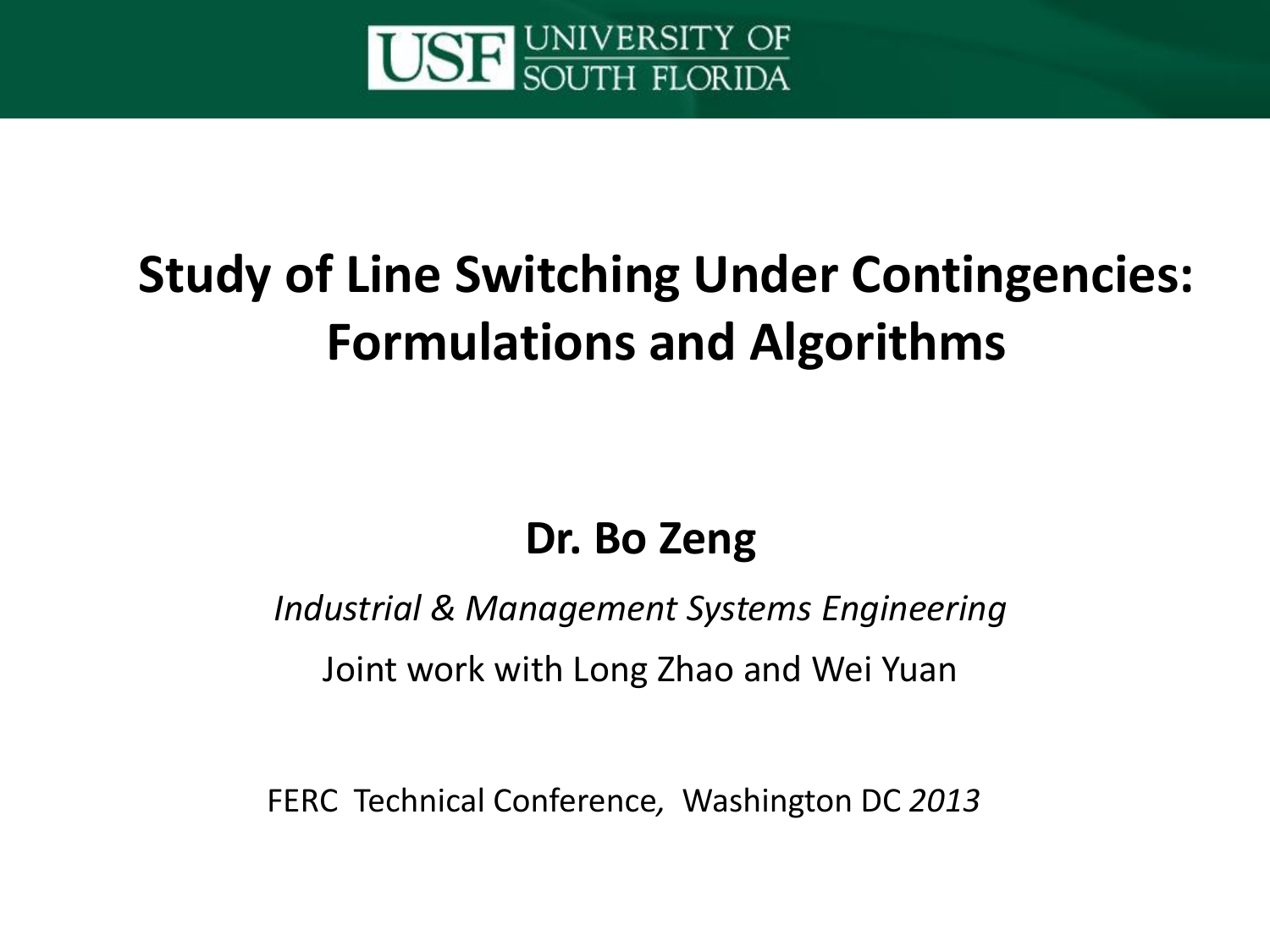USF UNIVERSITY OF SOUTH FLORIDA

# Study of Line Switching Under Contingencies: Formulations and Algorithms

**Dr. Bo Zeng**

*Industrial & Management Systems Engineering*

Joint work with Long Zhao and Wei Yuan

FERC Technical Conference, Washington DC *2013*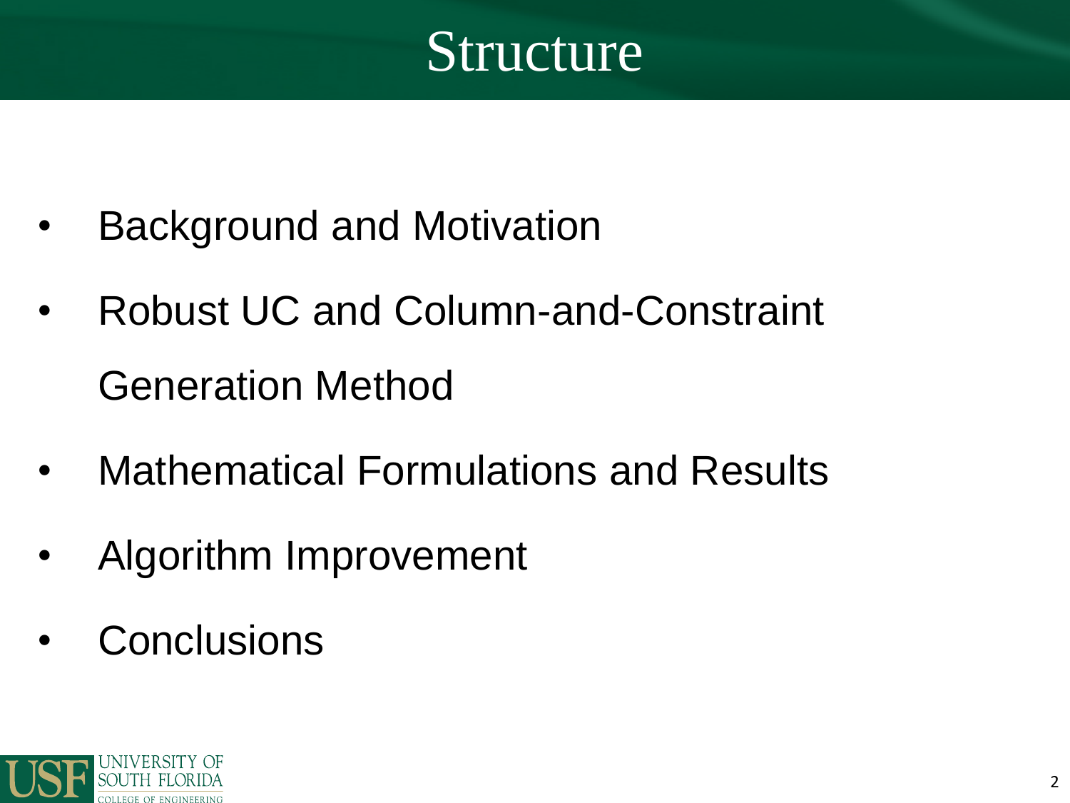# Structure

- Background and Motivation
- Robust UC and Column-and-Constraint Generation Method
- Mathematical Formulations and Results
- Algorithm Improvement
- Conclusions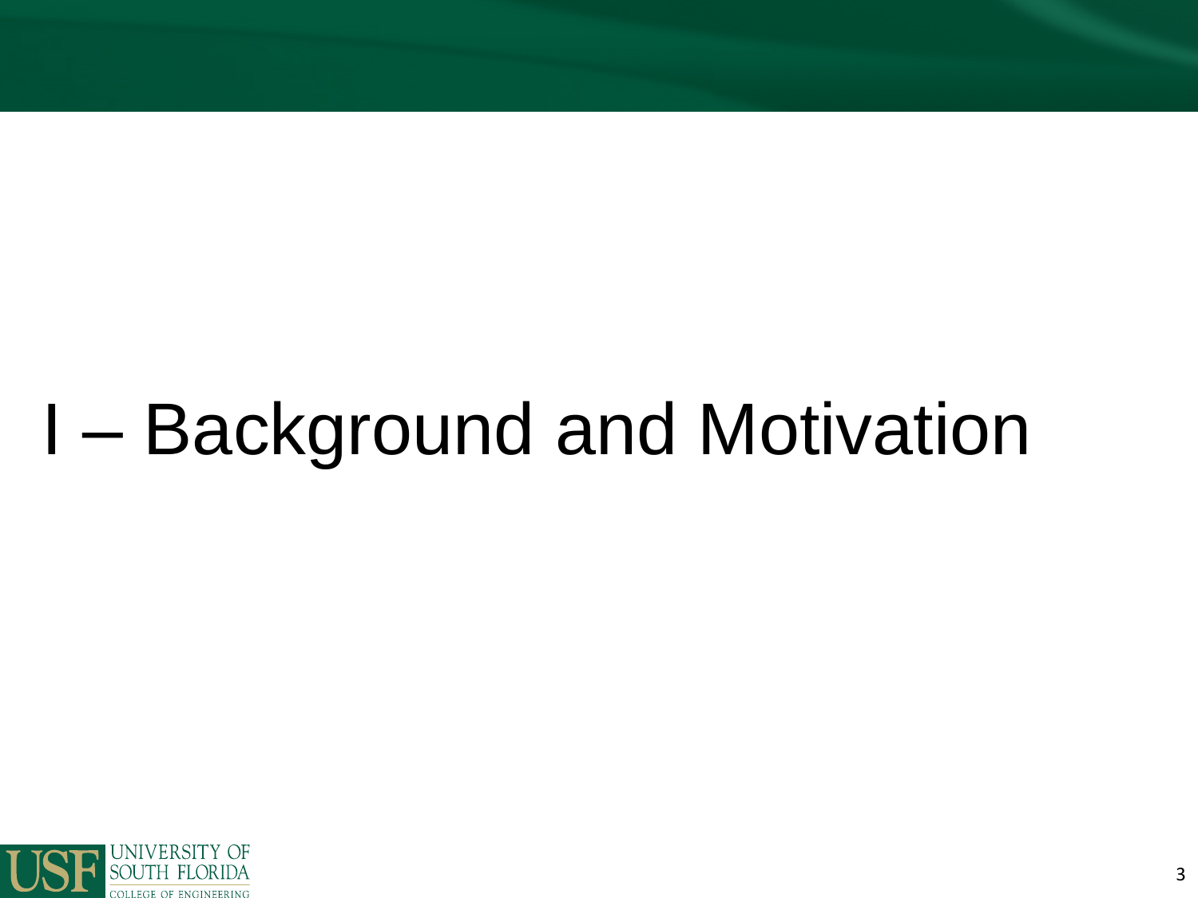# I – Background and Motivation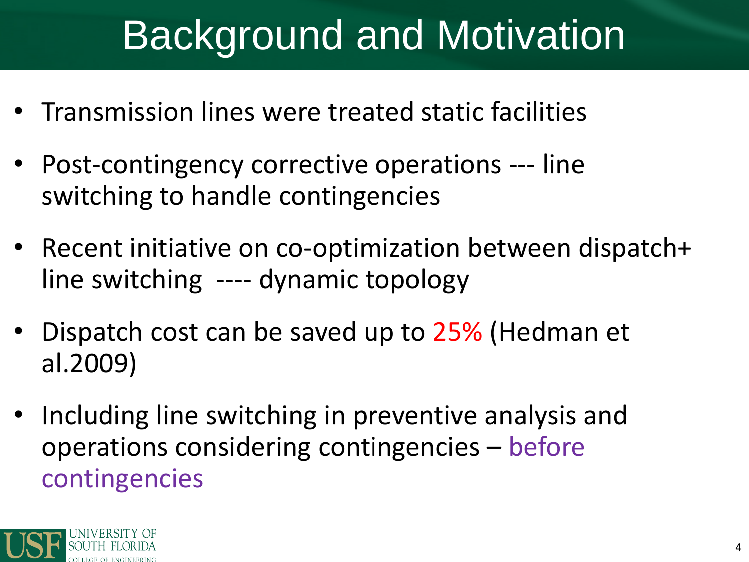# Background and Motivation

- Transmission lines were treated static facilities
- Post-contingency corrective operations --- line switching to handle contingencies
- Recent initiative on co-optimization between dispatch+ line switching ---- dynamic topology
- Dispatch cost can be saved up to 25% (Hedman et al.2009)
- Including line switching in preventive analysis and operations considering contingencies – before contingencies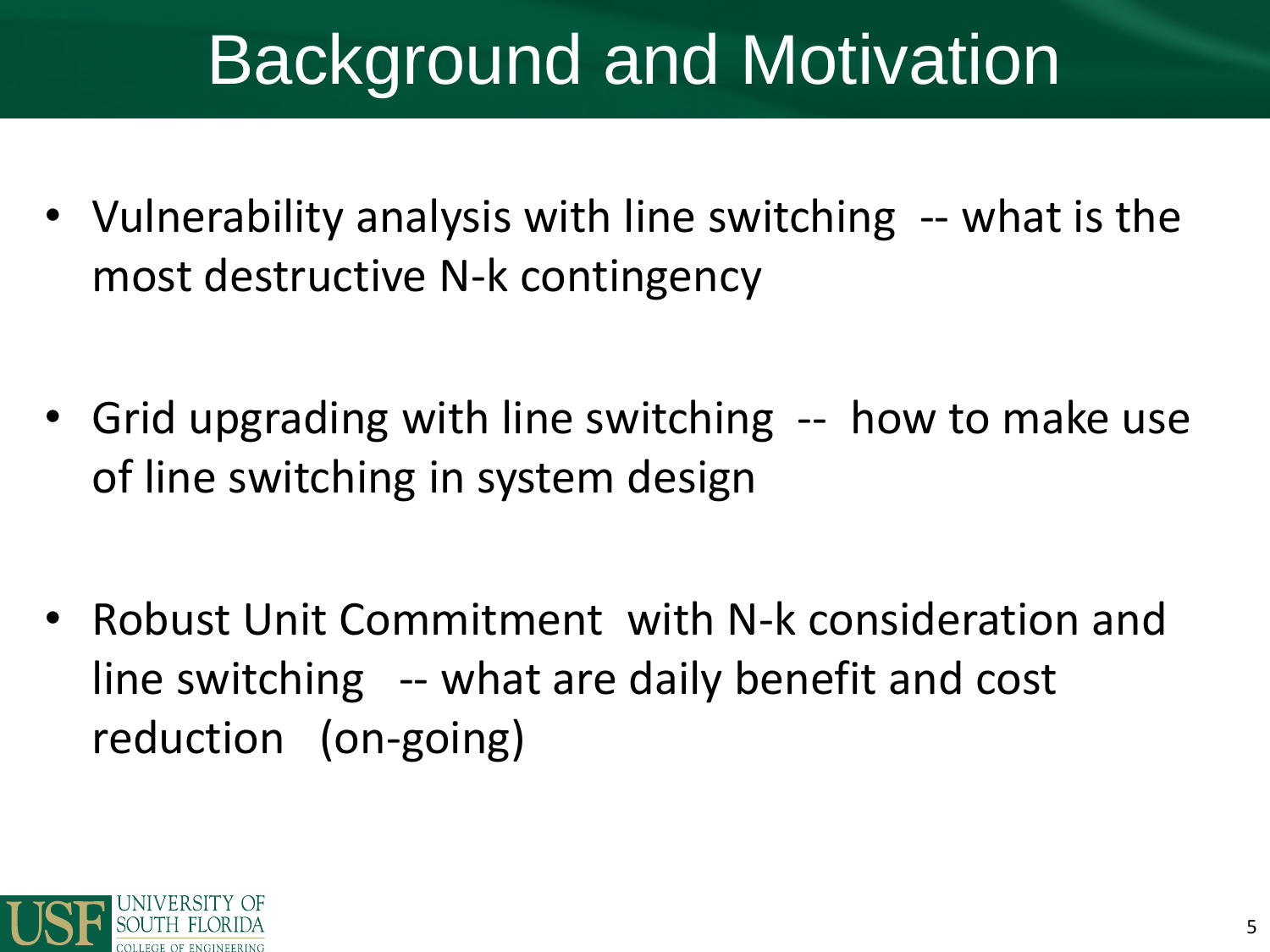# Background and Motivation

- Vulnerability analysis with line switching -- what is the most destructive N-k contingency
- Grid upgrading with line switching -- how to make use of line switching in system design
- Robust Unit Commitment with N-k consideration and line switching -- what are daily benefit and cost reduction (on-going)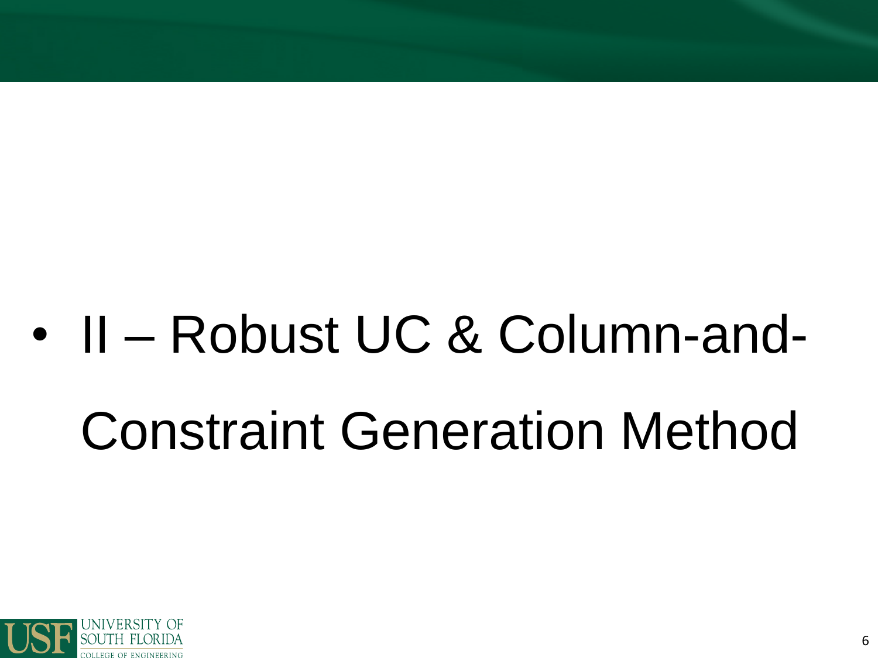- II – Robust UC & Column-and-Constraint Generation Method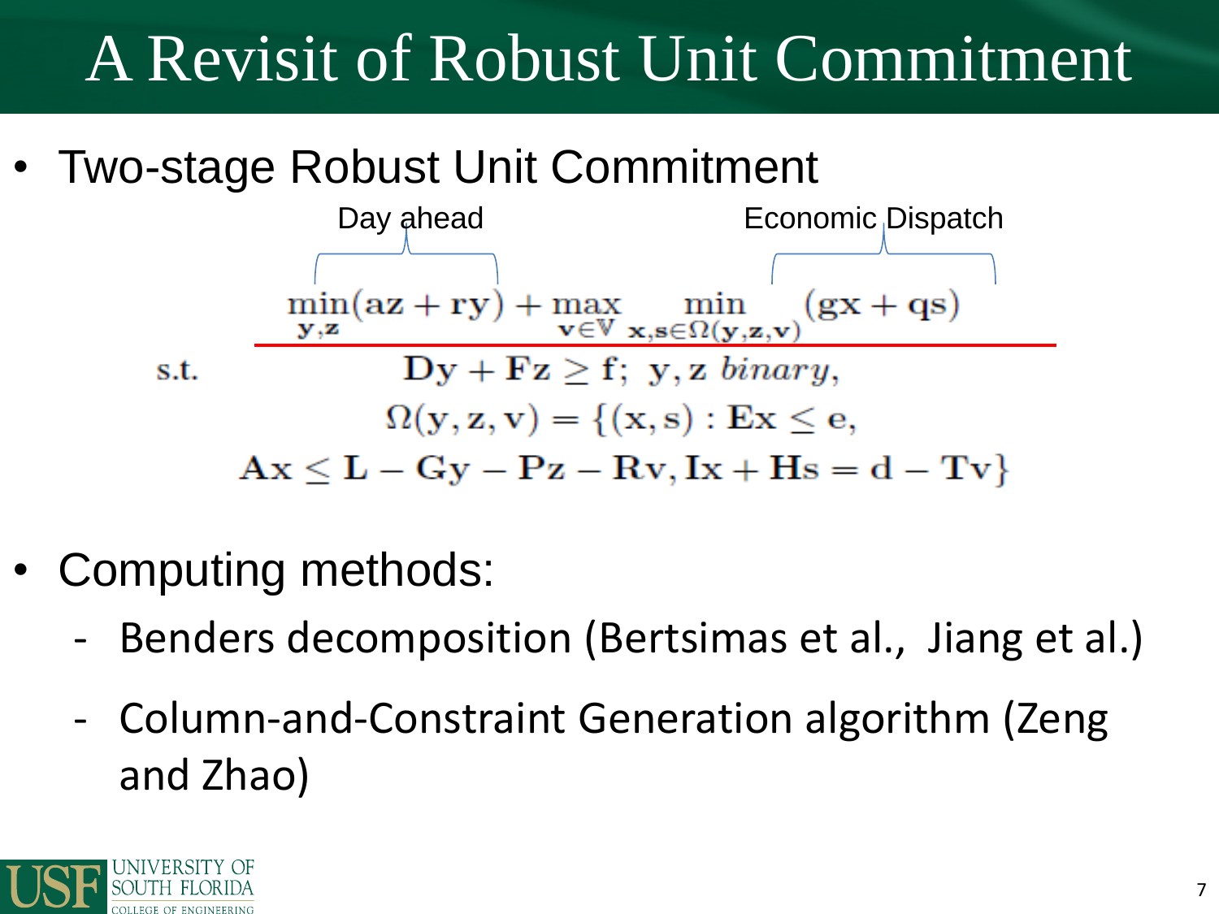# A Revisit of Robust Unit Commitment

- Two-stage Robust Unit Commitment

Day ahead — Economic Dispatch

$$
\min_{\mathbf{y},\mathbf{z}}(\mathbf{az}+\mathbf{ry}) + \max_{\mathbf{v}\in\mathbb{V}} \min_{\mathbf{x},\mathbf{s}\in\Omega(\mathbf{y},\mathbf{z},\mathbf{v})} (\mathbf{gx}+\mathbf{qs})
$$

$$
\text{s.t.} \quad \mathbf{Dy}+\mathbf{Fz} \geq \mathbf{f}; \ \mathbf{y},\mathbf{z} \ \textit{binary},
$$

$$
\Omega(\mathbf{y},\mathbf{z},\mathbf{v}) = \{(\mathbf{x},\mathbf{s}) : \mathbf{Ex} \leq \mathbf{e},
$$

$$
\mathbf{Ax} \leq \mathbf{L} - \mathbf{Gy} - \mathbf{Pz} - \mathbf{Rv}, \mathbf{Ix}+\mathbf{Hs} = \mathbf{d} - \mathbf{Tv}\}
$$

- Computing methods:
  - Benders decomposition (Bertsimas et al., Jiang et al.)
  - Column-and-Constraint Generation algorithm (Zeng and Zhao)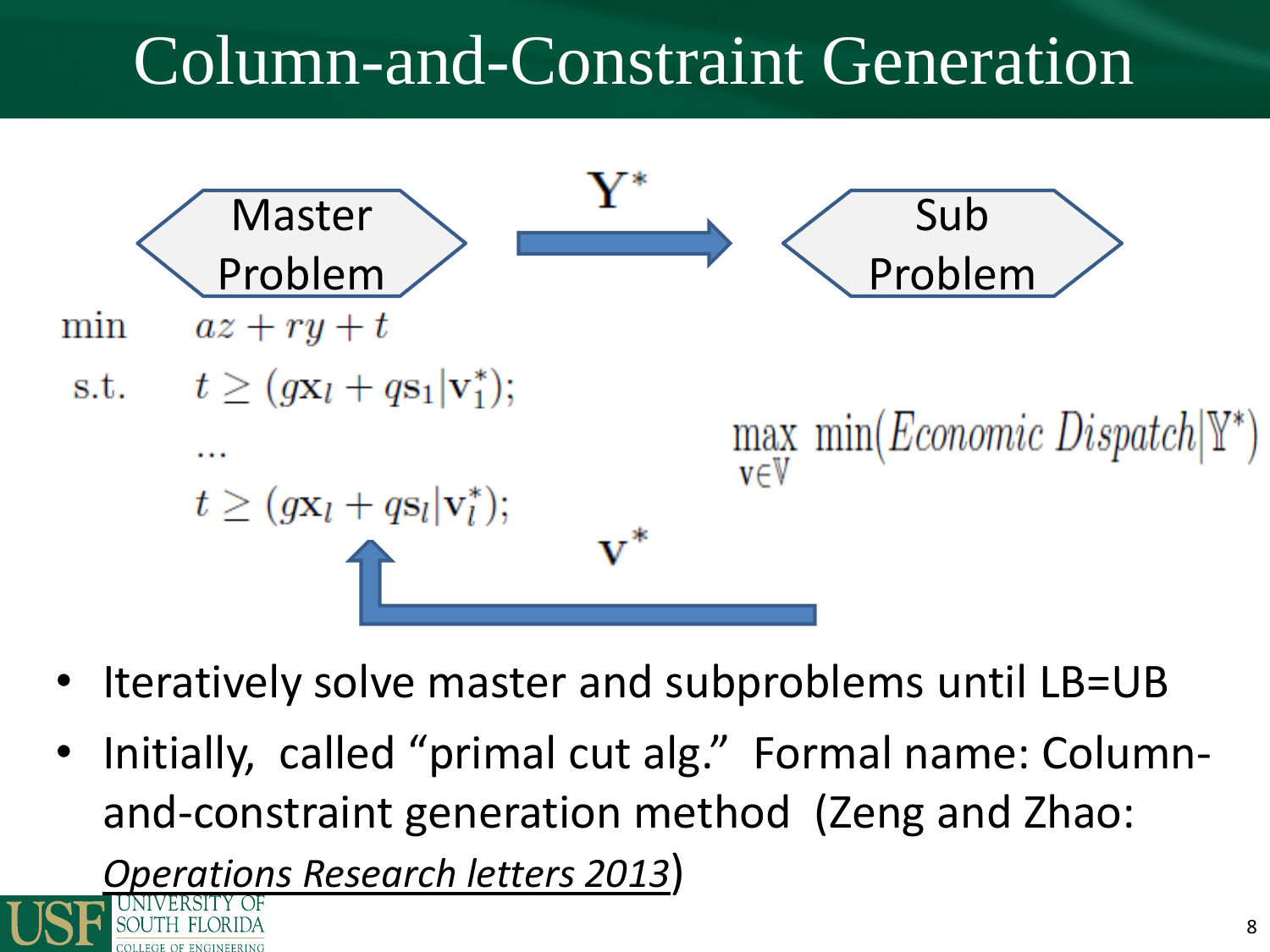# Column-and-Constraint Generation

Master Problem $\xrightarrow{\mathbf{Y}^*}$ Sub Problem

$$
\begin{aligned}
\min \quad & az + ry + t \\
\text{s.t.} \quad & t \geq (g\mathbf{x}_l + q\mathbf{s}_1 | \mathbf{v}_1^*); \\
& \ldots \\
& t \geq (g\mathbf{x}_l + q\mathbf{s}_l | \mathbf{v}_l^*);
\end{aligned}
$$

$$
\max_{\mathbf{v} \in \mathbb{V}} \min(\textit{Economic Dispatch} | \mathbb{Y}^*)
$$

$\mathbf{v}^*$

- Iteratively solve master and subproblems until LB=UB
- Initially, called "primal cut alg." Formal name: Column-and-constraint generation method (Zeng and Zhao: *Operations Research letters 2013*)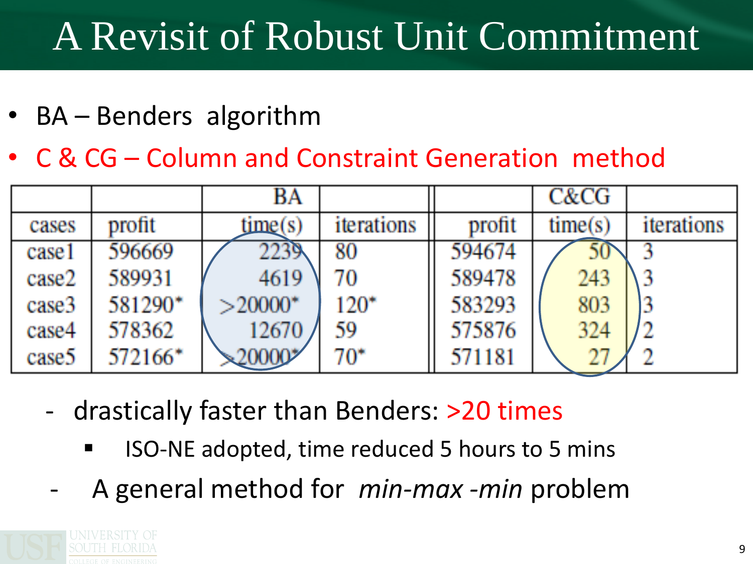# A Revisit of Robust Unit Commitment

- BA – Benders algorithm
- C & CG – Column and Constraint Generation method

| | | BA | | | C&CG | |
|---|---|---|---|---|---|---|
| cases | profit | time(s) | iterations | profit | time(s) | iterations |
| case1 | 596669 | 2239 | 80 | 594674 | 50 | 3 |
| case2 | 589931 | 4619 | 70 | 589478 | 243 | 3 |
| case3 | 581290* | >20000* | 120* | 583293 | 803 | 3 |
| case4 | 578362 | 12670 | 59 | 575876 | 324 | 2 |
| case5 | 572166* | >20000* | 70* | 571181 | 27 | 2 |

- drastically faster than Benders: >20 times
  - ISO-NE adopted, time reduced 5 hours to 5 mins
- A general method for *min-max -min* problem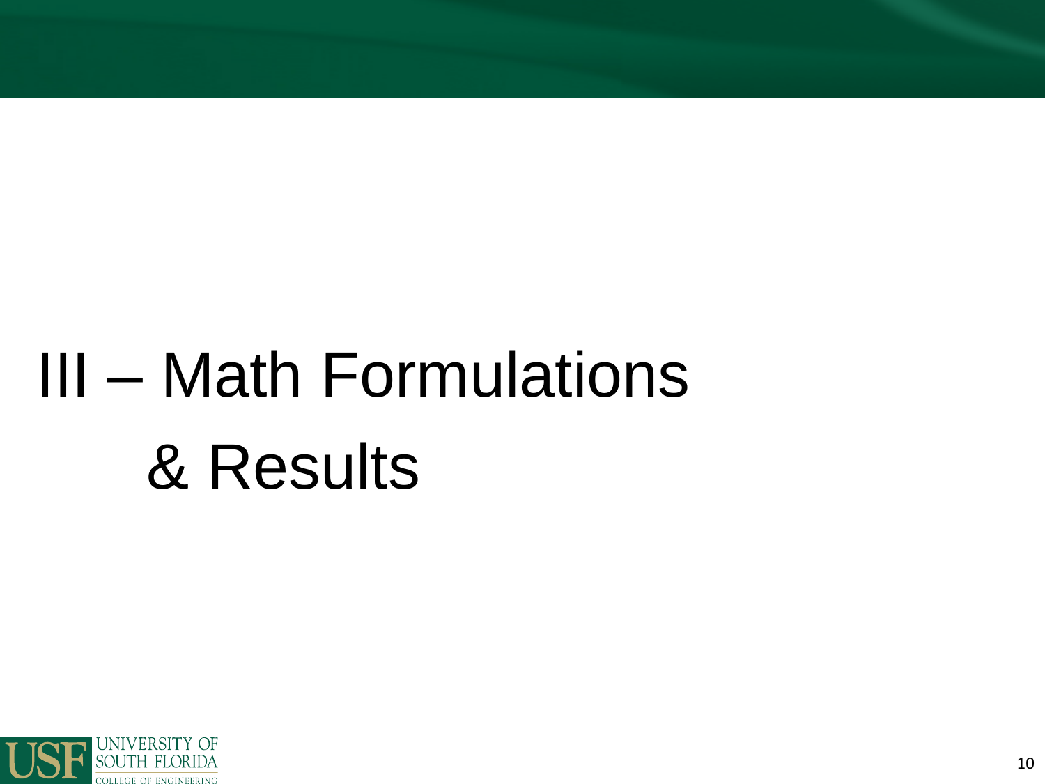# III – Math Formulations & Results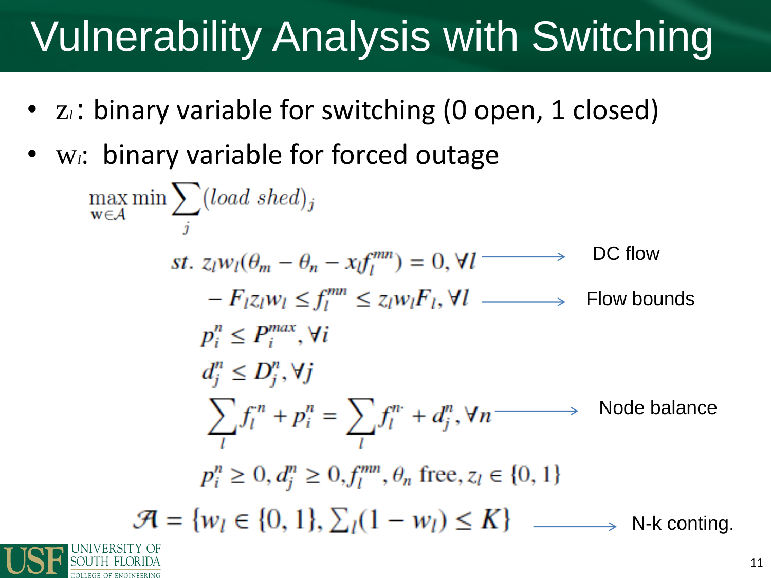# Vulnerability Analysis with Switching

- $z_l$: binary variable for switching (0 open, 1 closed)
- $w_l$: binary variable for forced outage

$$\max_{\mathbf{w}\in\mathcal{A}} \min \sum_j (load\ shed)_j$$

$$st.\ z_l w_l(\theta_m - \theta_n - x_l f_l^{mn}) = 0, \forall l \quad \longrightarrow \quad \text{DC flow}$$

$$-F_l z_l w_l \le f_l^{mn} \le z_l w_l F_l, \forall l \quad \longrightarrow \quad \text{Flow bounds}$$

$$p_i^n \le P_i^{max}, \forall i$$

$$d_j^n \le D_j^n, \forall j$$

$$\sum_l f_l^{\cdot n} + p_i^n = \sum_l f_l^{n\cdot} + d_j^n, \forall n \quad \longrightarrow \quad \text{Node balance}$$

$$p_i^n \ge 0, d_j^n \ge 0, f_l^{mn}, \theta_n \text{ free}, z_l \in \{0,1\}$$

$$\mathcal{A} = \{w_l \in \{0,1\}, \textstyle\sum_l (1 - w_l) \le K\} \quad \longrightarrow \quad \text{N-k conting.}$$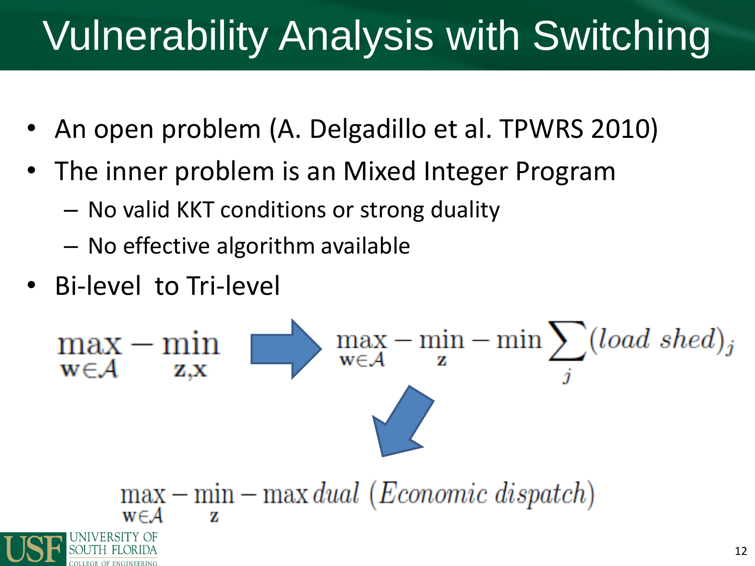# Vulnerability Analysis with Switching

- An open problem (A. Delgadillo et al. TPWRS 2010)
- The inner problem is an Mixed Integer Program
  - No valid KKT conditions or strong duality
  - No effective algorithm available
- Bi-level to Tri-level

$$\max_{\mathbf{w}\in\mathcal{A}} - \min_{\mathbf{z},\mathbf{x}} \quad \Rightarrow \quad \max_{\mathbf{w}\in\mathcal{A}} - \min_{\mathbf{z}} - \min \sum_j (load\ shed)_j$$

$$\max_{\mathbf{w}\in\mathcal{A}} - \min_{\mathbf{z}} - \max dual\ (Economic\ dispatch)$$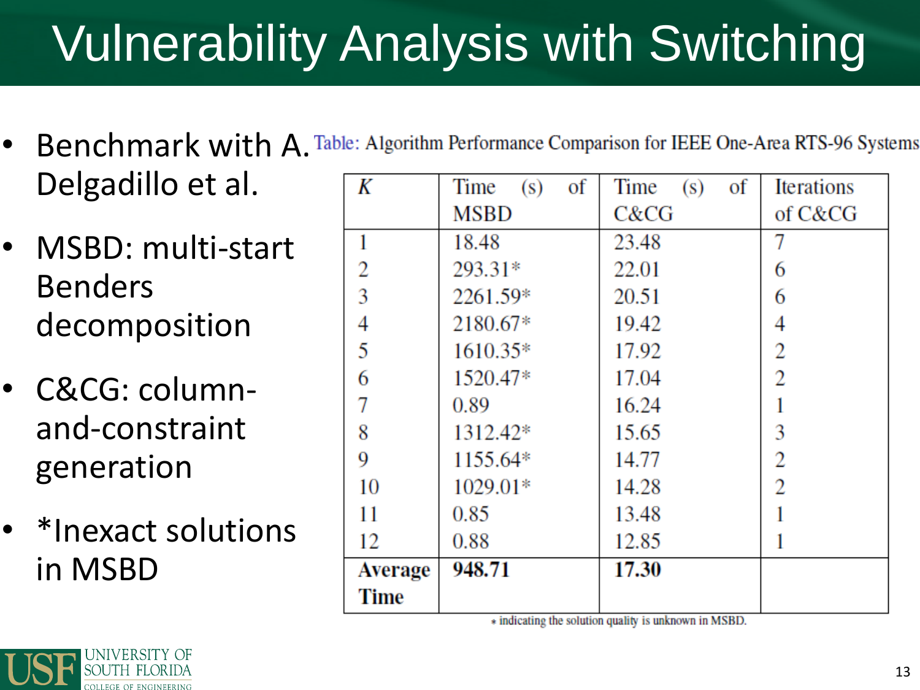# Vulnerability Analysis with Switching

- Benchmark with A. Delgadillo et al.
- MSBD: multi-start Benders decomposition
- C&CG: column-and-constraint generation
- *Inexact solutions in MSBD

Table: Algorithm Performance Comparison for IEEE One-Area RTS-96 Systems

| $K$ | Time (s) of MSBD | Time (s) of C&CG | Iterations of C&CG |
|---|---|---|---|
| 1 | 18.48 | 23.48 | 7 |
| 2 | 293.31* | 22.01 | 6 |
| 3 | 2261.59* | 20.51 | 6 |
| 4 | 2180.67* | 19.42 | 4 |
| 5 | 1610.35* | 17.92 | 2 |
| 6 | 1520.47* | 17.04 | 2 |
| 7 | 0.89 | 16.24 | 1 |
| 8 | 1312.42* | 15.65 | 3 |
| 9 | 1155.64* | 14.77 | 2 |
| 10 | 1029.01* | 14.28 | 2 |
| 11 | 0.85 | 13.48 | 1 |
| 12 | 0.88 | 12.85 | 1 |
| **Average Time** | **948.71** | **17.30** | |

* indicating the solution quality is unknown in MSBD.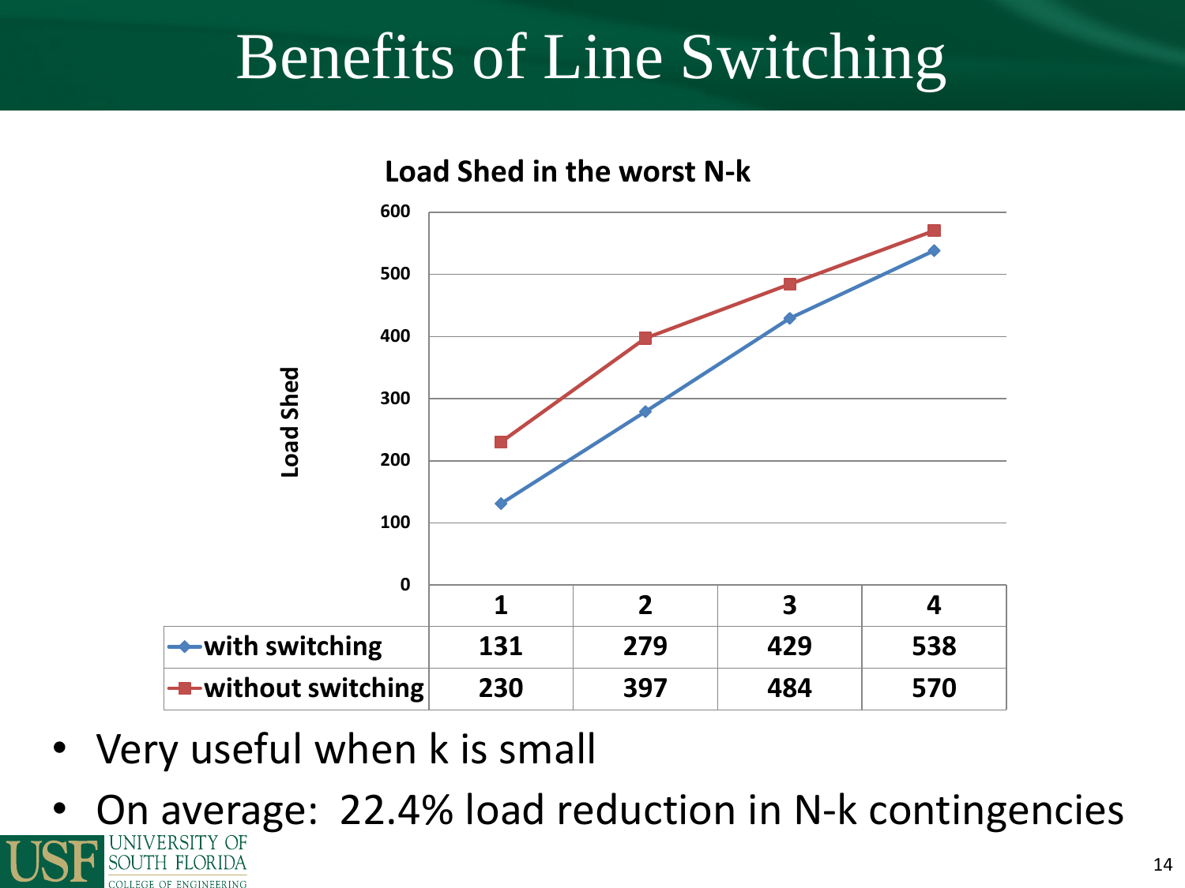# Benefits of Line Switching

**Load Shed in the worst N-k**

| | 1 | 2 | 3 | 4 |
|---|---|---|---|---|
| with switching | 131 | 279 | 429 | 538 |
| without switching | 230 | 397 | 484 | 570 |

- Very useful when k is small
- On average: 22.4% load reduction in N-k contingencies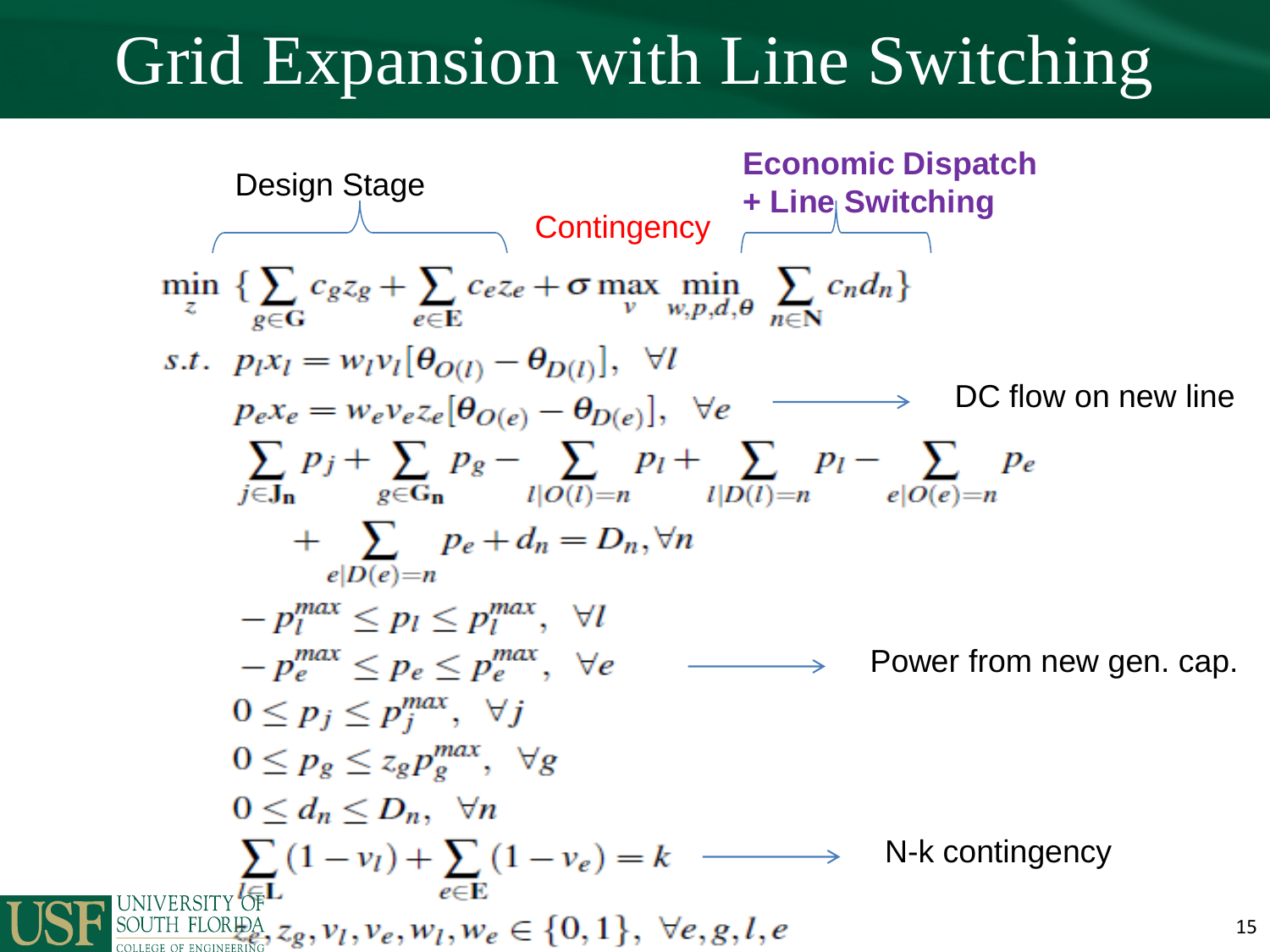# Grid Expansion with Line Switching

Design Stage — Contingency — **Economic Dispatch + Line Switching**

$$\min_{z} \left\{ \sum_{g\in \mathbf{G}} c_g z_g + \sum_{e\in \mathbf{E}} c_e z_e + \sigma \max_{v} \min_{w,p,d,\theta} \sum_{n\in \mathbf{N}} c_n d_n \right\}$$

$$\text{s.t.} \quad p_l x_l = w_l v_l [\theta_{O(l)} - \theta_{D(l)}], \quad \forall l$$

$$p_e x_e = w_e v_e z_e [\theta_{O(e)} - \theta_{D(e)}], \quad \forall e$$ → DC flow on new line

$$\sum_{j\in \mathbf{J_n}} p_j + \sum_{g\in \mathbf{G_n}} p_g - \sum_{l|O(l)=n} p_l + \sum_{l|D(l)=n} p_l - \sum_{e|O(e)=n} p_e + \sum_{e|D(e)=n} p_e + d_n = D_n, \forall n$$

$$-p_l^{max} \le p_l \le p_l^{max}, \quad \forall l$$

$$-p_e^{max} \le p_e \le p_e^{max}, \quad \forall e$$ → Power from new gen. cap.

$$0 \le p_j \le p_j^{max}, \quad \forall j$$

$$0 \le p_g \le z_g p_g^{max}, \quad \forall g$$

$$0 \le d_n \le D_n, \quad \forall n$$

$$\sum_{l\in \mathbf{L}} (1 - v_l) + \sum_{e\in \mathbf{E}} (1 - v_e) = k$$ → N-k contingency

$$z_e, z_g, v_l, v_e, w_l, w_e \in \{0,1\}, \ \forall e, g, l, e$$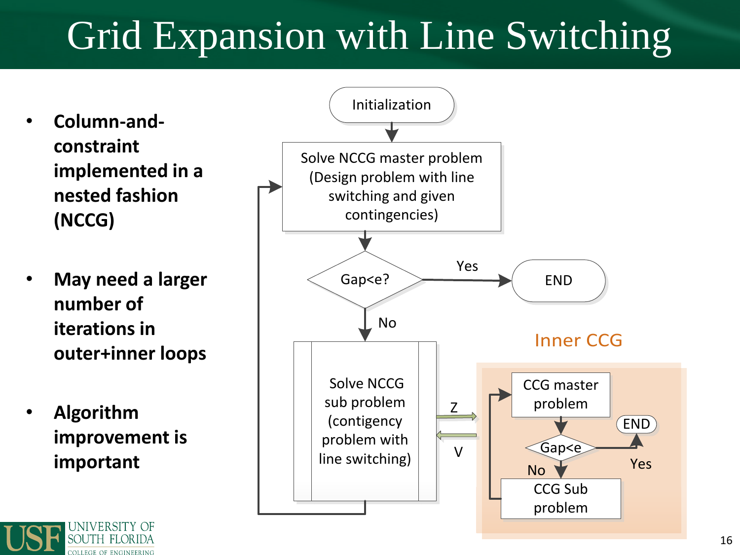# Grid Expansion with Line Switching

- **Column-and-constraint implemented in a nested fashion (NCCG)**
- **May need a larger number of iterations in outer+inner loops**
- **Algorithm improvement is important**

Initialization

Solve NCCG master problem (Design problem with line switching and given contingencies)

Gap<e?

Yes

END

No

Solve NCCG sub problem (contigency problem with line switching)

Z

V

Inner CCG

CCG master problem

Gap<e

END

Yes

No

CCG Sub problem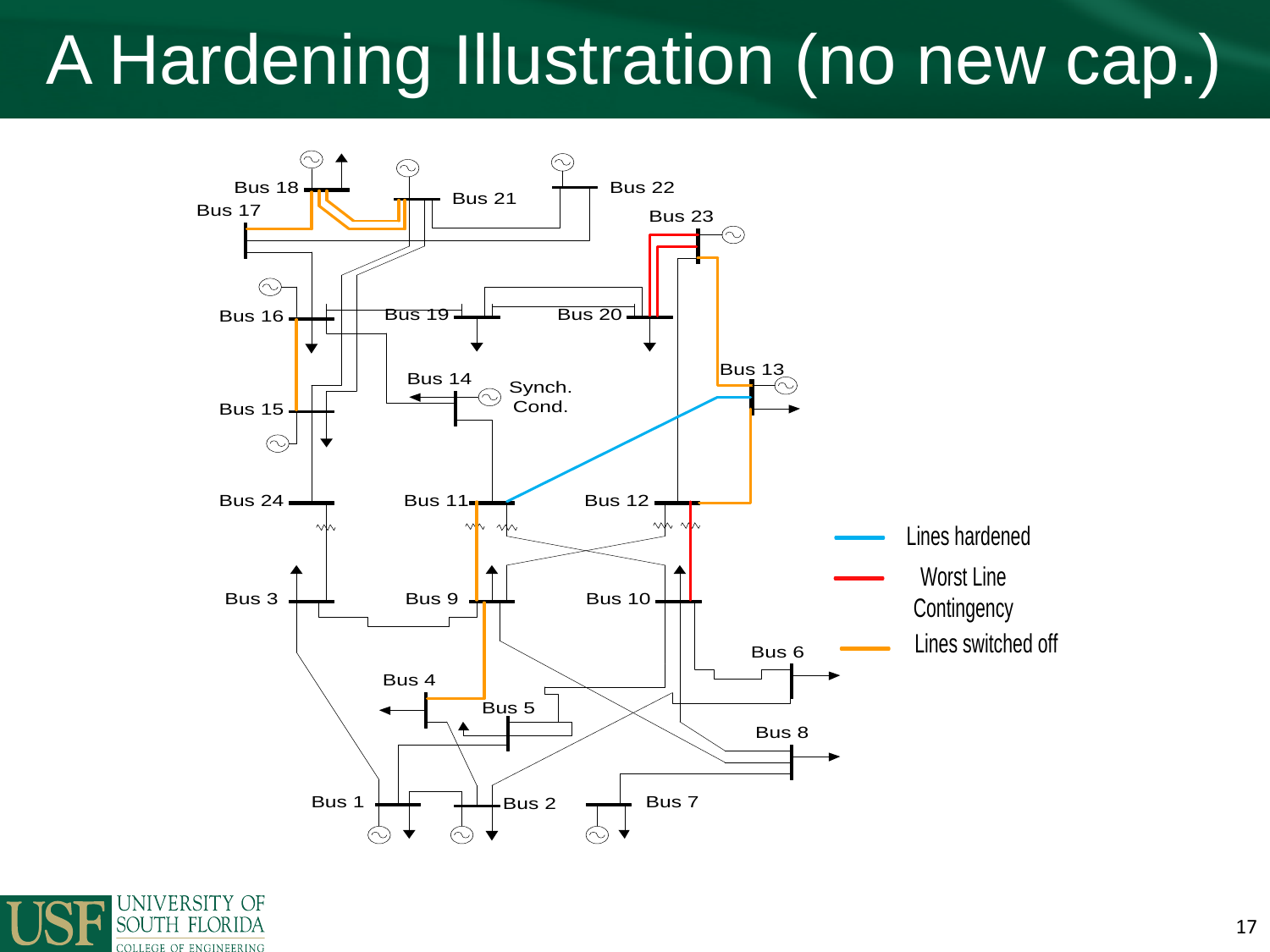# A Hardening Illustration (no new cap.)

Bus 18, Bus 17, Bus 21, Bus 22, Bus 23, Bus 16, Bus 19, Bus 20, Bus 14, Synch. Cond., Bus 13, Bus 15, Bus 24, Bus 11, Bus 12, Bus 3, Bus 9, Bus 10, Bus 6, Bus 4, Bus 5, Bus 8, Bus 1, Bus 2, Bus 7

- Lines hardened
- Worst Line Contingency
- Lines switched off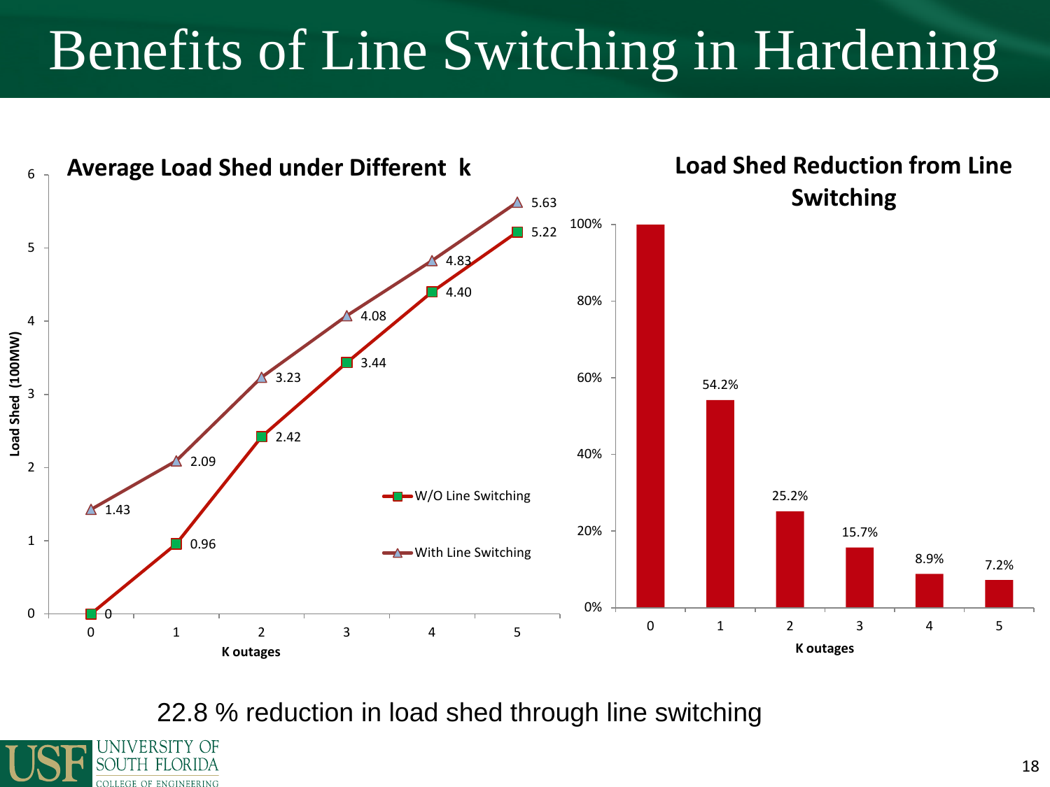# Benefits of Line Switching in Hardening

**Average Load Shed under Different k**

| K outages | W/O Line Switching | With Line Switching |
|---|---|---|
| 0 | 0 | 1.43 |
| 1 | 0.96 | 2.09 |
| 2 | 2.42 | 3.23 |
| 3 | 3.44 | 4.08 |
| 4 | 4.40 | 4.83 |
| 5 | 5.22 | 5.63 |

Load Shed (100MW)

**Load Shed Reduction from Line Switching**

| K outages | Reduction |
|---|---|
| 0 | 100% |
| 1 | 54.2% |
| 2 | 25.2% |
| 3 | 15.7% |
| 4 | 8.9% |
| 5 | 7.2% |

22.8 % reduction in load shed through line switching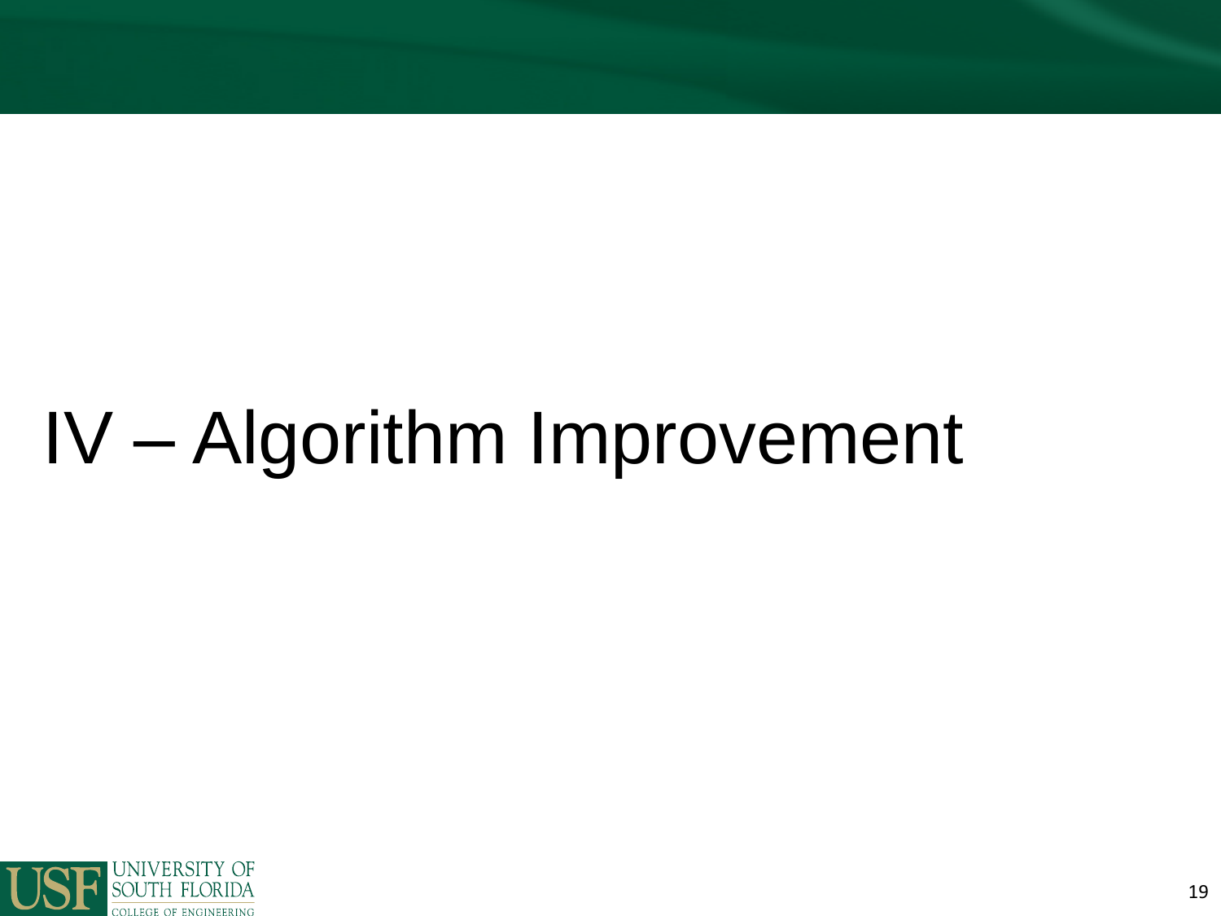# IV – Algorithm Improvement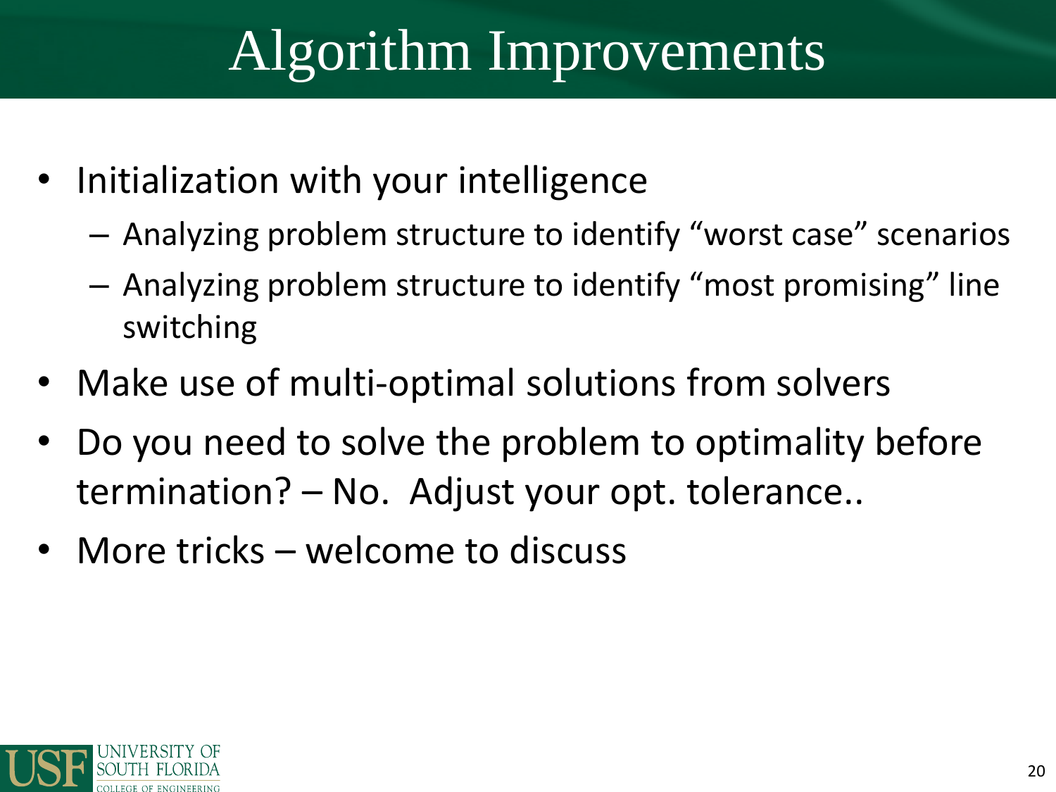# Algorithm Improvements

- Initialization with your intelligence
  - Analyzing problem structure to identify “worst case” scenarios
  - Analyzing problem structure to identify “most promising” line switching
- Make use of multi-optimal solutions from solvers
- Do you need to solve the problem to optimality before termination? – No. Adjust your opt. tolerance..
- More tricks – welcome to discuss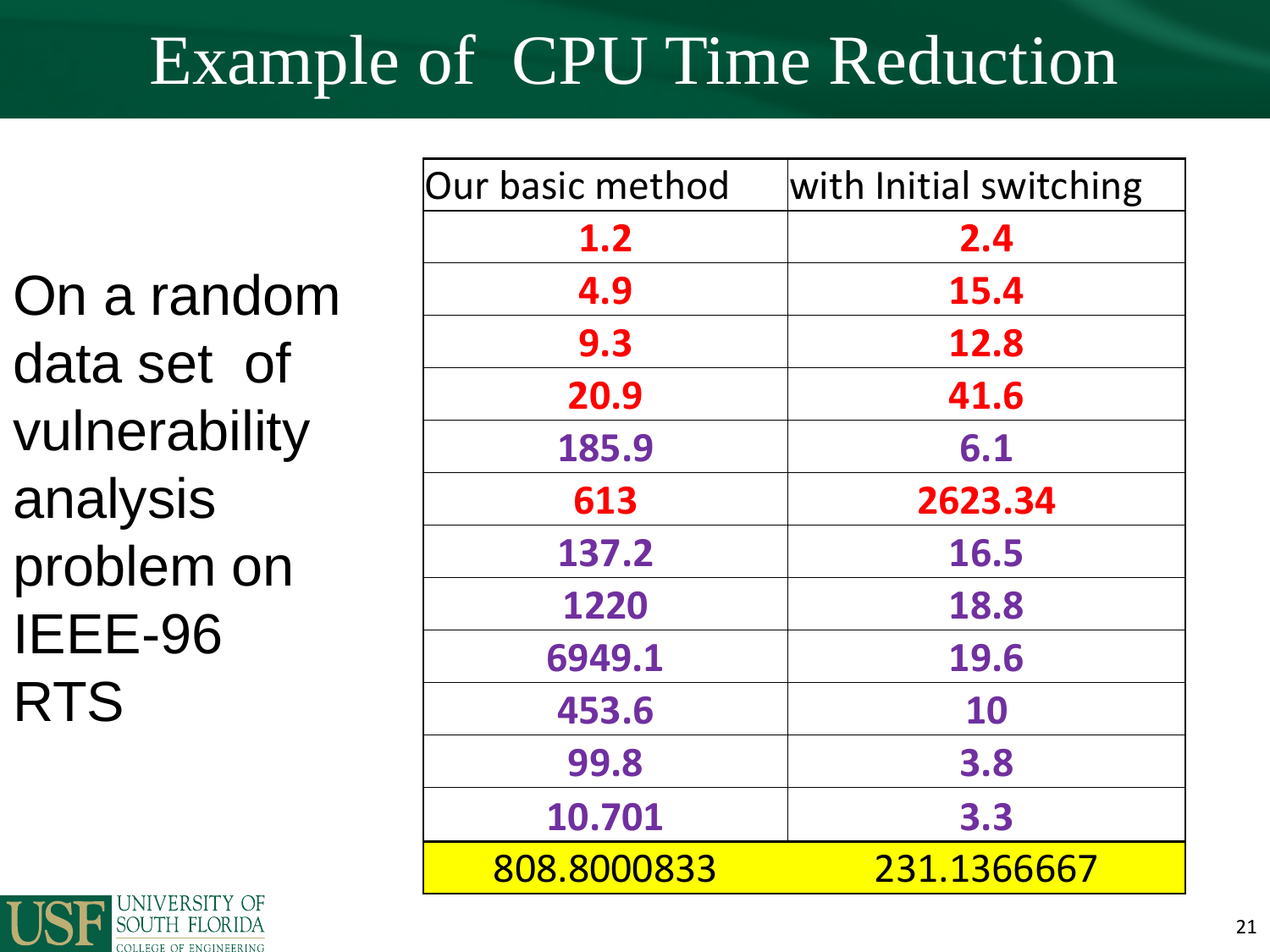# Example of CPU Time Reduction

On a random data set of vulnerability analysis problem on IEEE-96 RTS

| Our basic method | with Initial switching |
|---|---|
| **1.2** | **2.4** |
| **4.9** | **15.4** |
| **9.3** | **12.8** |
| **20.9** | **41.6** |
| **185.9** | **6.1** |
| **613** | **2623.34** |
| **137.2** | **16.5** |
| **1220** | **18.8** |
| **6949.1** | **19.6** |
| **453.6** | **10** |
| **99.8** | **3.8** |
| **10.701** | **3.3** |
| 808.8000833 | 231.1366667 |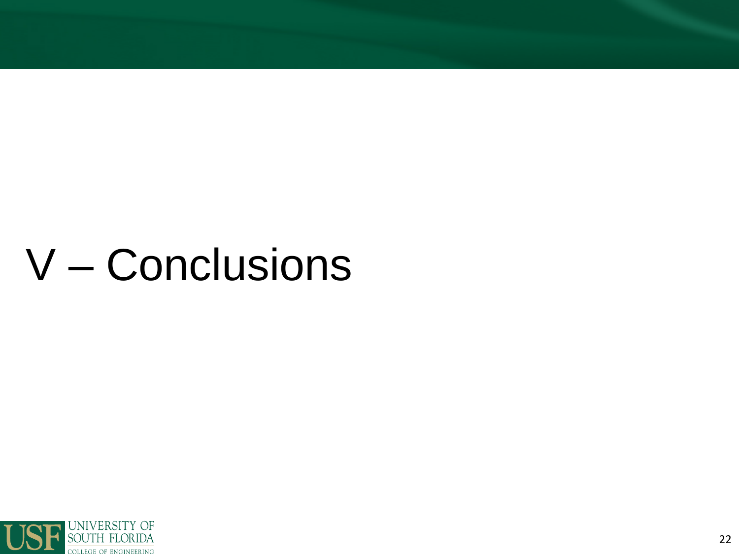# V – Conclusions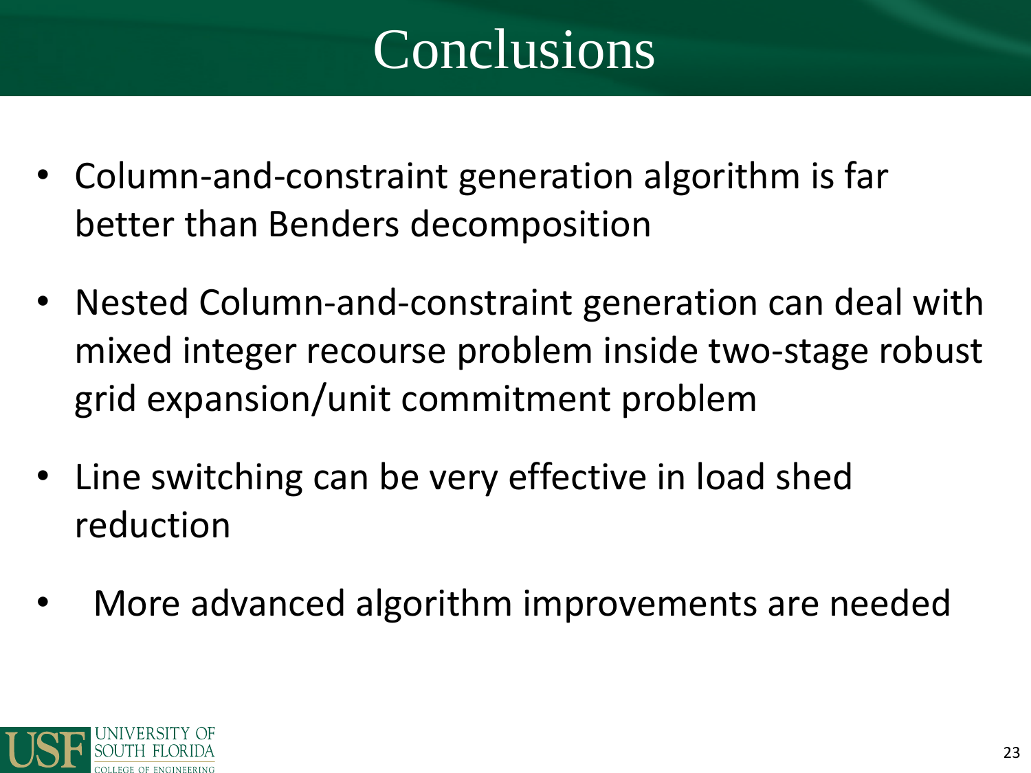# Conclusions

- Column-and-constraint generation algorithm is far better than Benders decomposition
- Nested Column-and-constraint generation can deal with mixed integer recourse problem inside two-stage robust grid expansion/unit commitment problem
- Line switching can be very effective in load shed reduction
- More advanced algorithm improvements are needed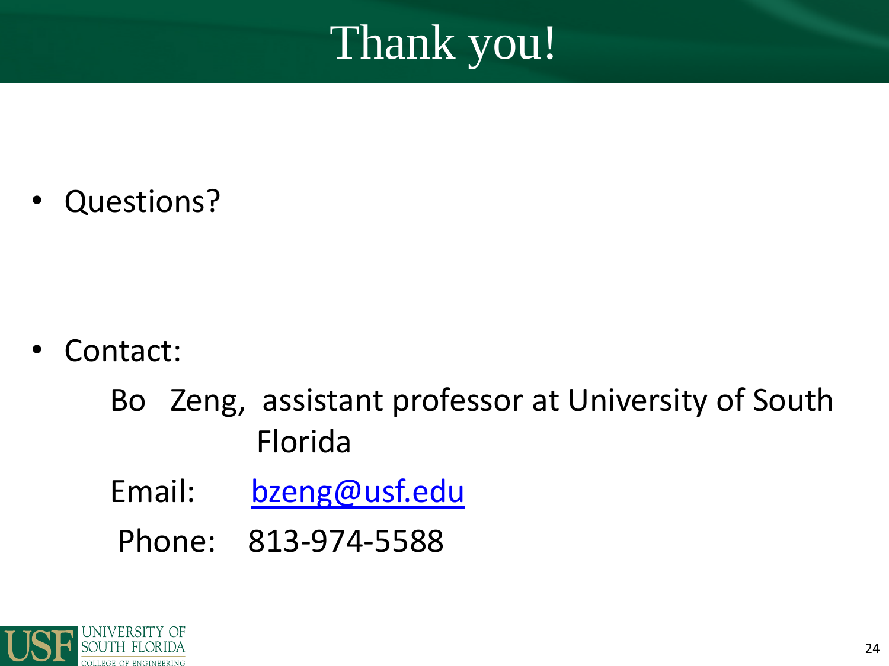# Thank you!

- Questions?

- Contact:

  Bo Zeng, assistant professor at University of South Florida

  Email: bzeng@usf.edu

  Phone: 813-974-5588